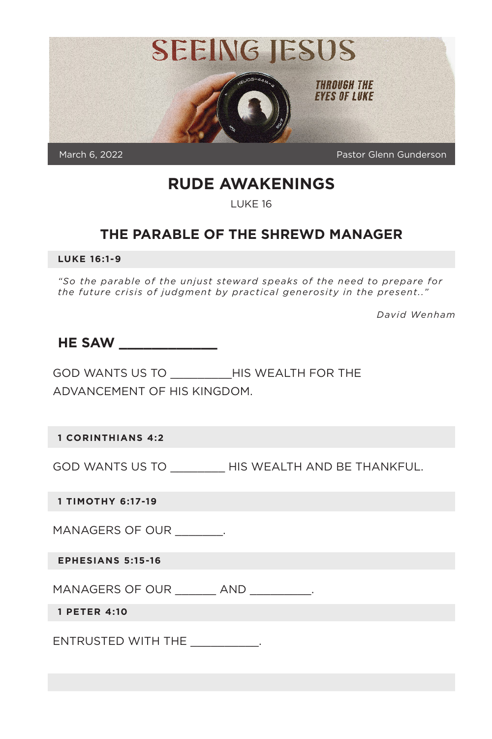# SEEING JESUS

THROUGH THE EYES OF LUKE

March 6, 2022 — Pastor Glenn Gunderson

## RUDE AWAKENINGS

LUKE 16

## THE PARABLE OF THE SHREWD MANAGER

**LUKE 16:1-9**

*"So the parable of the unjust steward speaks of the need to prepare for the future crisis of judgment by practical generosity in the present.."*

*David Wenham*

### HE SAW ____________

GOD WANTS US TO _________HIS WEALTH FOR THE ADVANCEMENT OF HIS KINGDOM.

**1 CORINTHIANS 4:2**

GOD WANTS US TO ________ HIS WEALTH AND BE THANKFUL.

**1 TIMOTHY 6:17-19**

MANAGERS OF OUR _______.

**EPHESIANS 5:15-16**

MANAGERS OF OUR ______ AND _________.

**1 PETER 4:10**

ENTRUSTED WITH THE __________.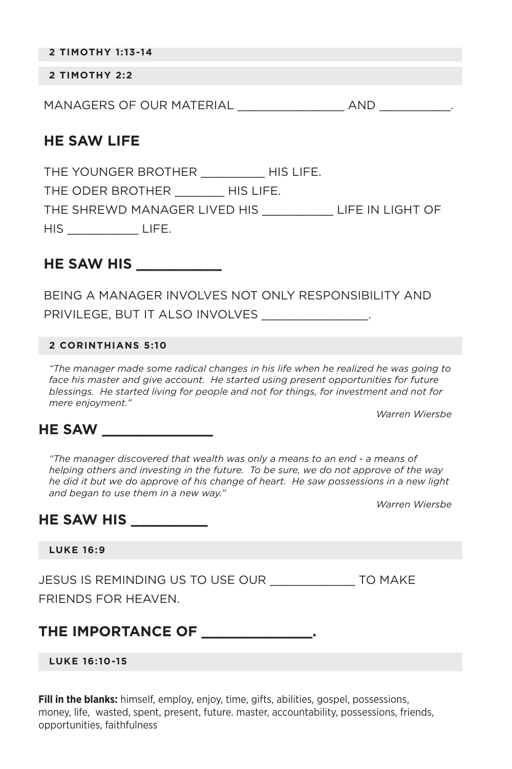**2 TIMOTHY 1:13-14**

**2 TIMOTHY 2:2**

MANAGERS OF OUR MATERIAL _______________ AND __________.

## HE SAW LIFE

THE YOUNGER BROTHER _________ HIS LIFE.
THE ODER BROTHER _______ HIS LIFE.
THE SHREWD MANAGER LIVED HIS __________ LIFE IN LIGHT OF HIS __________ LIFE.

## HE SAW HIS __________

BEING A MANAGER INVOLVES NOT ONLY RESPONSIBILITY AND PRIVILEGE, BUT IT ALSO INVOLVES _______________.

**2 CORINTHIANS 5:10**

*"The manager made some radical changes in his life when he realized he was going to face his master and give account. He started using present opportunities for future blessings. He started living for people and not for things, for investment and not for mere enjoyment."*

*Warren Wiersbe*

## HE SAW _____________

*"The manager discovered that wealth was only a means to an end - a means of helping others and investing in the future. To be sure, we do not approve of the way he did it but we do approve of his change of heart. He saw possessions in a new light and began to use them in a new way."*

*Warren Wiersbe*

## HE SAW HIS _________

**LUKE 16:9**

JESUS IS REMINDING US TO USE OUR ____________ TO MAKE FRIENDS FOR HEAVEN.

## THE IMPORTANCE OF _____________.

**LUKE 16:10-15**

**Fill in the blanks:** himself, employ, enjoy, time, gifts, abilities, gospel, possessions, money, life, wasted, spent, present, future. master, accountability, possessions, friends, opportunities, faithfulness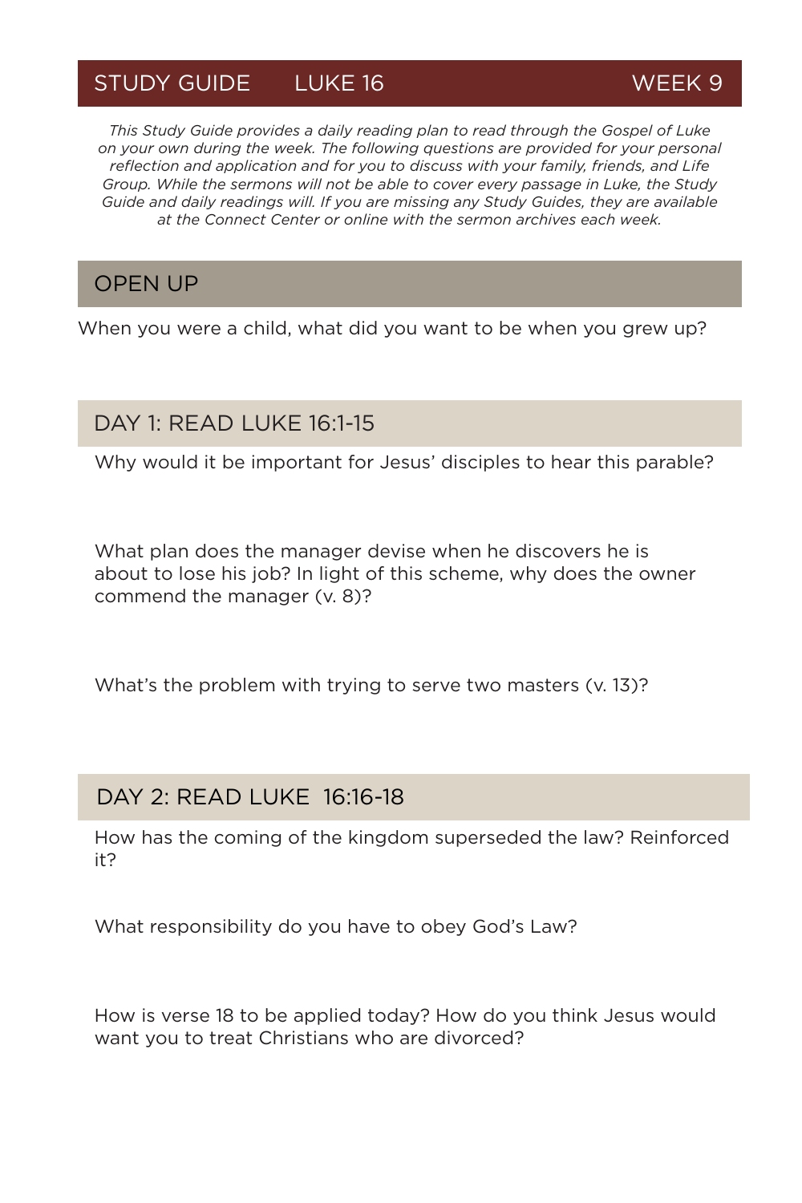## STUDY GUIDE LUKE 16 WEEK 9

*This Study Guide provides a daily reading plan to read through the Gospel of Luke on your own during the week. The following questions are provided for your personal reflection and application and for you to discuss with your family, friends, and Life Group. While the sermons will not be able to cover every passage in Luke, the Study Guide and daily readings will. If you are missing any Study Guides, they are available at the Connect Center or online with the sermon archives each week.*

### OPEN UP

When you were a child, what did you want to be when you grew up?

### DAY 1: READ LUKE 16:1-15

Why would it be important for Jesus' disciples to hear this parable?

What plan does the manager devise when he discovers he is about to lose his job? In light of this scheme, why does the owner commend the manager (v. 8)?

What's the problem with trying to serve two masters (v. 13)?

### DAY 2: READ LUKE 16:16-18

How has the coming of the kingdom superseded the law? Reinforced it?

What responsibility do you have to obey God's Law?

How is verse 18 to be applied today? How do you think Jesus would want you to treat Christians who are divorced?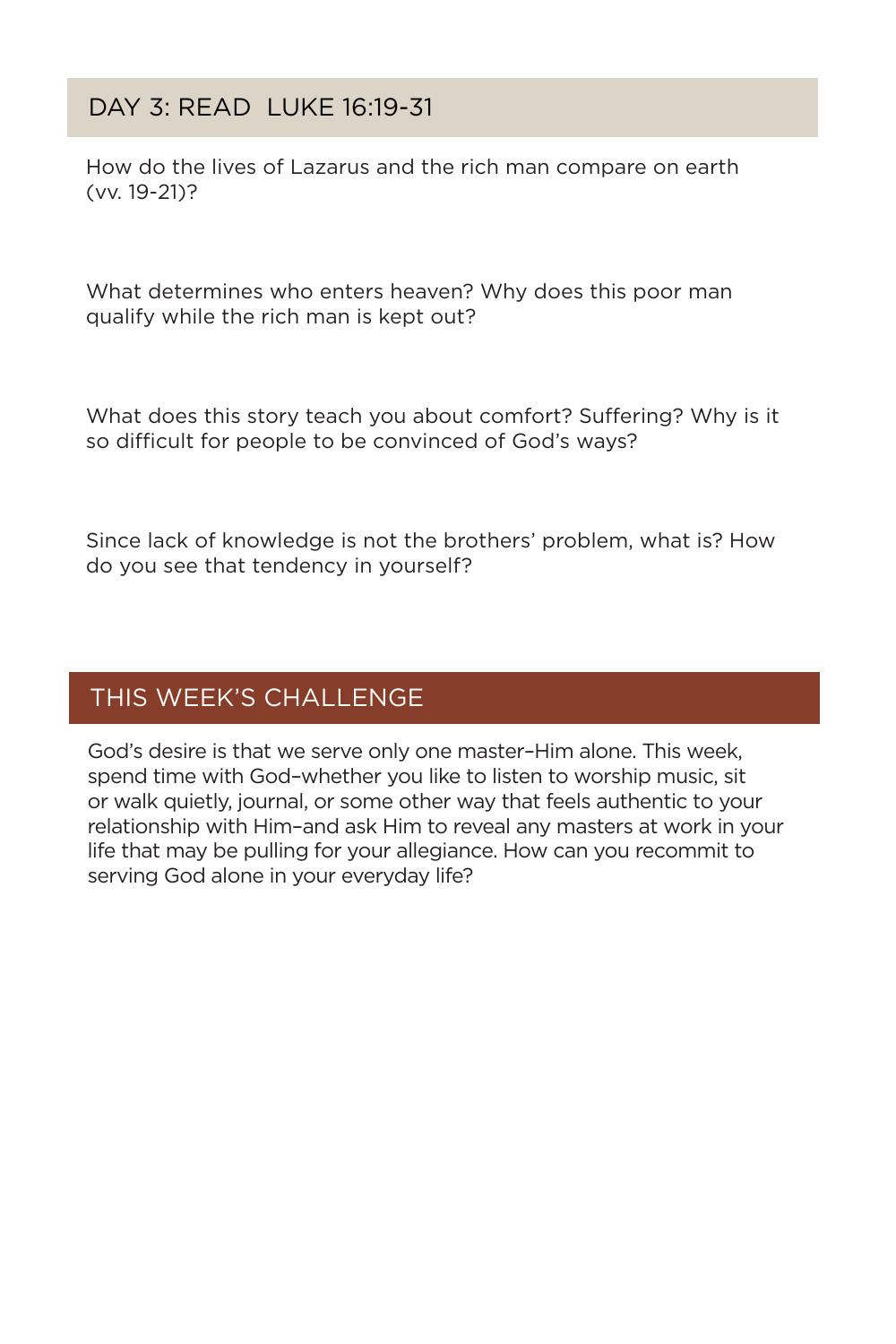## DAY 3: READ LUKE 16:19-31

How do the lives of Lazarus and the rich man compare on earth (vv. 19-21)?

What determines who enters heaven? Why does this poor man qualify while the rich man is kept out?

What does this story teach you about comfort? Suffering? Why is it so difficult for people to be convinced of God's ways?

Since lack of knowledge is not the brothers' problem, what is? How do you see that tendency in yourself?

## THIS WEEK'S CHALLENGE

God's desire is that we serve only one master–Him alone. This week, spend time with God–whether you like to listen to worship music, sit or walk quietly, journal, or some other way that feels authentic to your relationship with Him–and ask Him to reveal any masters at work in your life that may be pulling for your allegiance. How can you recommit to serving God alone in your everyday life?